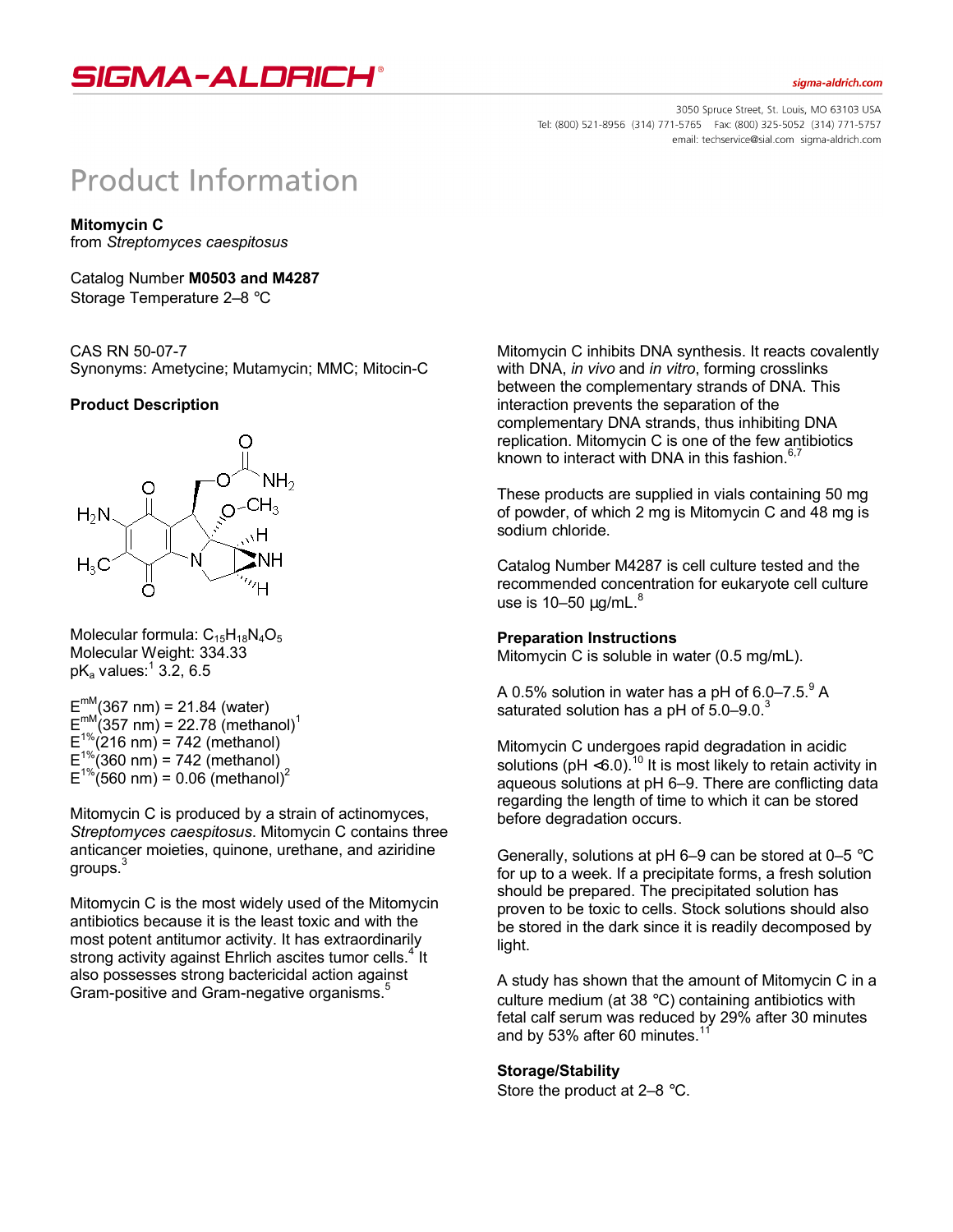# Product Information

**Mitomycin C**
from *Streptomyces caespitosus*

Catalog Number **M0503 and M4287**
Storage Temperature 2–8 °C

CAS RN 50-07-7
Synonyms: Ametycine; Mutamycin; MMC; Mitocin-C

## Product Description

Molecular formula: $C_{15}H_{18}N_4O_5$
Molecular Weight: 334.33
$pK_a$ values:[1] 3.2, 6.5

$E^{mM}$(367 nm) = 21.84 (water)
$E^{mM}$(357 nm) = 22.78 (methanol)[1]
$E^{1\%}$(216 nm) = 742 (methanol)
$E^{1\%}$(360 nm) = 742 (methanol)
$E^{1\%}$(560 nm) = 0.06 (methanol)[2]

Mitomycin C is produced by a strain of actinomyces, *Streptomyces caespitosus*. Mitomycin C contains three anticancer moieties, quinone, urethane, and aziridine groups.[3]

Mitomycin C is the most widely used of the Mitomycin antibiotics because it is the least toxic and with the most potent antitumor activity. It has extraordinarily strong activity against Ehrlich ascites tumor cells.[4] It also possesses strong bactericidal action against Gram-positive and Gram-negative organisms.[5]

Mitomycin C inhibits DNA synthesis. It reacts covalently with DNA, *in vivo* and *in vitro*, forming crosslinks between the complementary strands of DNA. This interaction prevents the separation of the complementary DNA strands, thus inhibiting DNA replication. Mitomycin C is one of the few antibiotics known to interact with DNA in this fashion.[6,7]

These products are supplied in vials containing 50 mg of powder, of which 2 mg is Mitomycin C and 48 mg is sodium chloride.

Catalog Number M4287 is cell culture tested and the recommended concentration for eukaryote cell culture use is 10–50 μg/mL.[8]

## Preparation Instructions

Mitomycin C is soluble in water (0.5 mg/mL).

A 0.5% solution in water has a pH of 6.0–7.5.[9] A saturated solution has a pH of 5.0–9.0.[3]

Mitomycin C undergoes rapid degradation in acidic solutions (pH <6.0).[10] It is most likely to retain activity in aqueous solutions at pH 6–9. There are conflicting data regarding the length of time to which it can be stored before degradation occurs.

Generally, solutions at pH 6–9 can be stored at 0–5 °C for up to a week. If a precipitate forms, a fresh solution should be prepared. The precipitated solution has proven to be toxic to cells. Stock solutions should also be stored in the dark since it is readily decomposed by light.

A study has shown that the amount of Mitomycin C in a culture medium (at 38 °C) containing antibiotics with fetal calf serum was reduced by 29% after 30 minutes and by 53% after 60 minutes.[11]

## Storage/Stability

Store the product at 2–8 °C.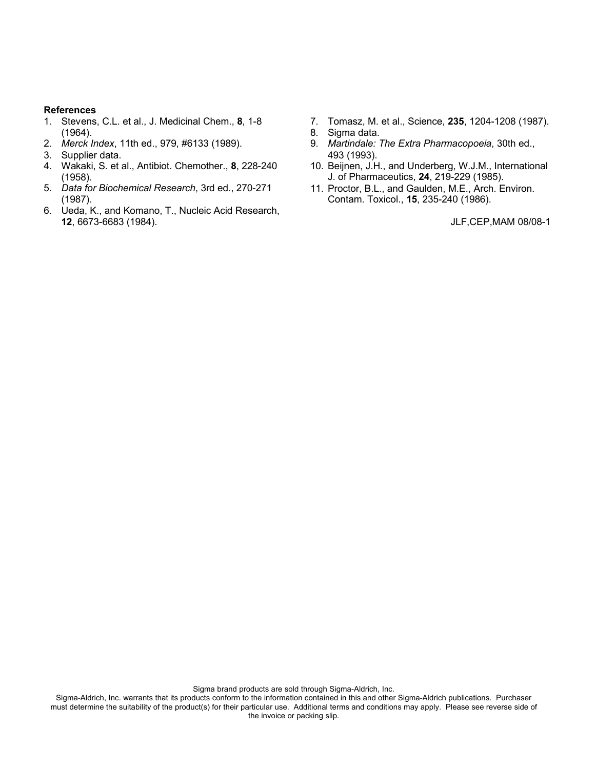**References**

1. Stevens, C.L. et al., J. Medicinal Chem., **8**, 1-8 (1964).
2. *Merck Index*, 11th ed., 979, #6133 (1989).
3. Supplier data.
4. Wakaki, S. et al., Antibiot. Chemother., **8**, 228-240 (1958).
5. *Data for Biochemical Research*, 3rd ed., 270-271 (1987).
6. Ueda, K., and Komano, T., Nucleic Acid Research, **12**, 6673-6683 (1984).
7. Tomasz, M. et al., Science, **235**, 1204-1208 (1987).
8. Sigma data.
9. *Martindale: The Extra Pharmacopoeia*, 30th ed., 493 (1993).
10. Beijnen, J.H., and Underberg, W.J.M., International J. of Pharmaceutics, **24**, 219-229 (1985).
11. Proctor, B.L., and Gaulden, M.E., Arch. Environ. Contam. Toxicol., **15**, 235-240 (1986).

JLF,CEP,MAM 08/08-1

Sigma brand products are sold through Sigma-Aldrich, Inc.
Sigma-Aldrich, Inc. warrants that its products conform to the information contained in this and other Sigma-Aldrich publications. Purchaser must determine the suitability of the product(s) for their particular use. Additional terms and conditions may apply. Please see reverse side of the invoice or packing slip.